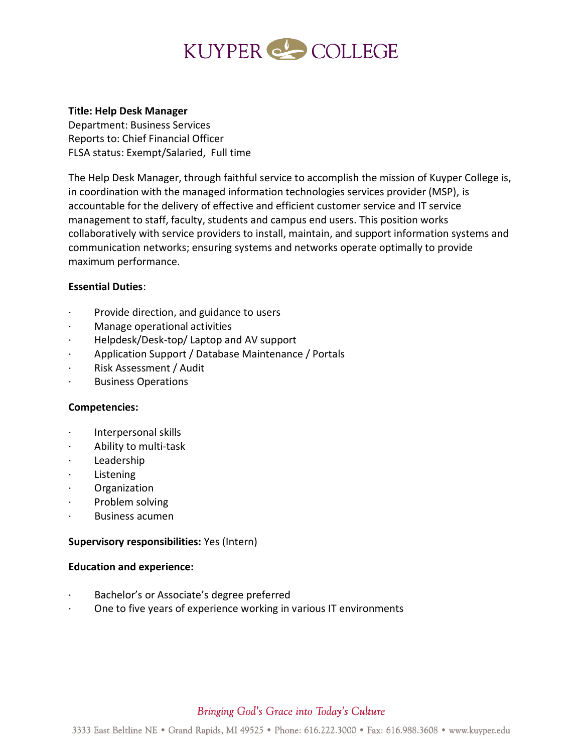# KUYPER COLLEGE

**Title: Help Desk Manager**
Department: Business Services
Reports to: Chief Financial Officer
FLSA status: Exempt/Salaried, Full time

The Help Desk Manager, through faithful service to accomplish the mission of Kuyper College is, in coordination with the managed information technologies services provider (MSP), is accountable for the delivery of effective and efficient customer service and IT service management to staff, faculty, students and campus end users. This position works collaboratively with service providers to install, maintain, and support information systems and communication networks; ensuring systems and networks operate optimally to provide maximum performance.

**Essential Duties**:

- Provide direction, and guidance to users
- Manage operational activities
- Helpdesk/Desk-top/ Laptop and AV support
- Application Support / Database Maintenance / Portals
- Risk Assessment / Audit
- Business Operations

**Competencies:**

- Interpersonal skills
- Ability to multi-task
- Leadership
- Listening
- Organization
- Problem solving
- Business acumen

**Supervisory responsibilities:** Yes (Intern)

**Education and experience:**

- Bachelor's or Associate's degree preferred
- One to five years of experience working in various IT environments

*Bringing God's Grace into Today's Culture*

3333 East Beltline NE • Grand Rapids, MI 49525 • Phone: 616.222.3000 • Fax: 616.988.3608 • www.kuyper.edu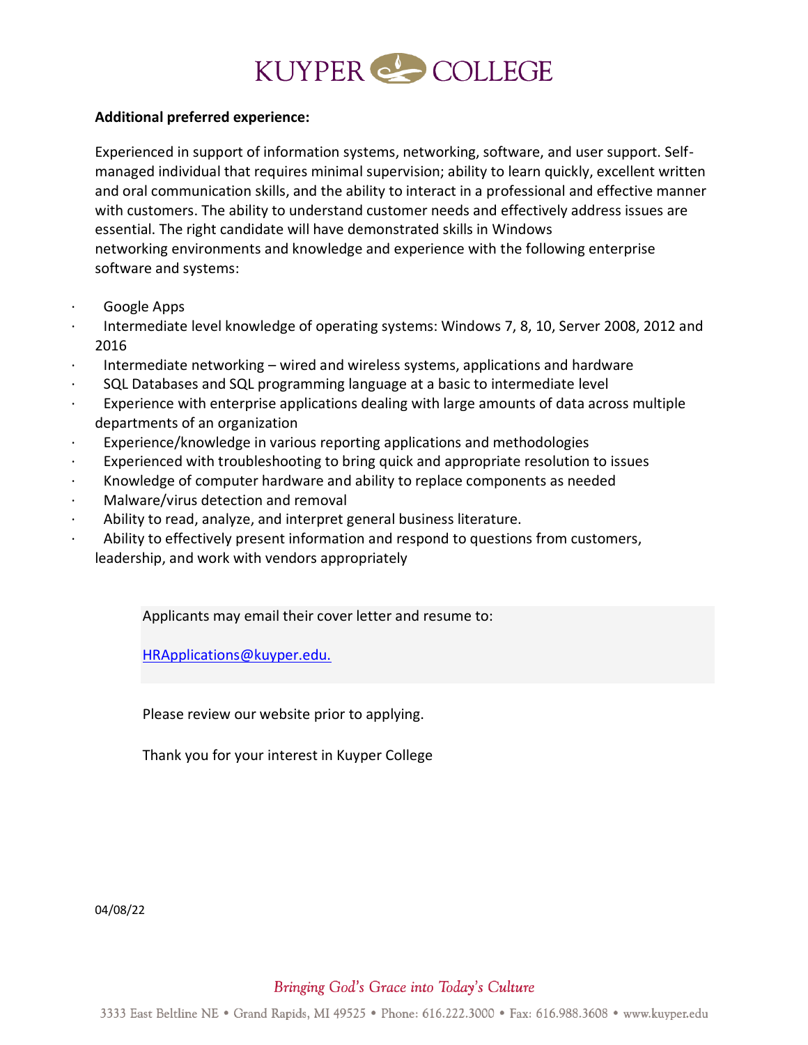**Additional preferred experience:**

Experienced in support of information systems, networking, software, and user support. Self-managed individual that requires minimal supervision; ability to learn quickly, excellent written and oral communication skills, and the ability to interact in a professional and effective manner with customers. The ability to understand customer needs and effectively address issues are essential. The right candidate will have demonstrated skills in Windows networking environments and knowledge and experience with the following enterprise software and systems:

- Google Apps
- Intermediate level knowledge of operating systems: Windows 7, 8, 10, Server 2008, 2012 and 2016
- Intermediate networking – wired and wireless systems, applications and hardware
- SQL Databases and SQL programming language at a basic to intermediate level
- Experience with enterprise applications dealing with large amounts of data across multiple departments of an organization
- Experience/knowledge in various reporting applications and methodologies
- Experienced with troubleshooting to bring quick and appropriate resolution to issues
- Knowledge of computer hardware and ability to replace components as needed
- Malware/virus detection and removal
- Ability to read, analyze, and interpret general business literature.
- Ability to effectively present information and respond to questions from customers, leadership, and work with vendors appropriately

Applicants may email their cover letter and resume to:

HRApplications@kuyper.edu.

Please review our website prior to applying.

Thank you for your interest in Kuyper College

04/08/22